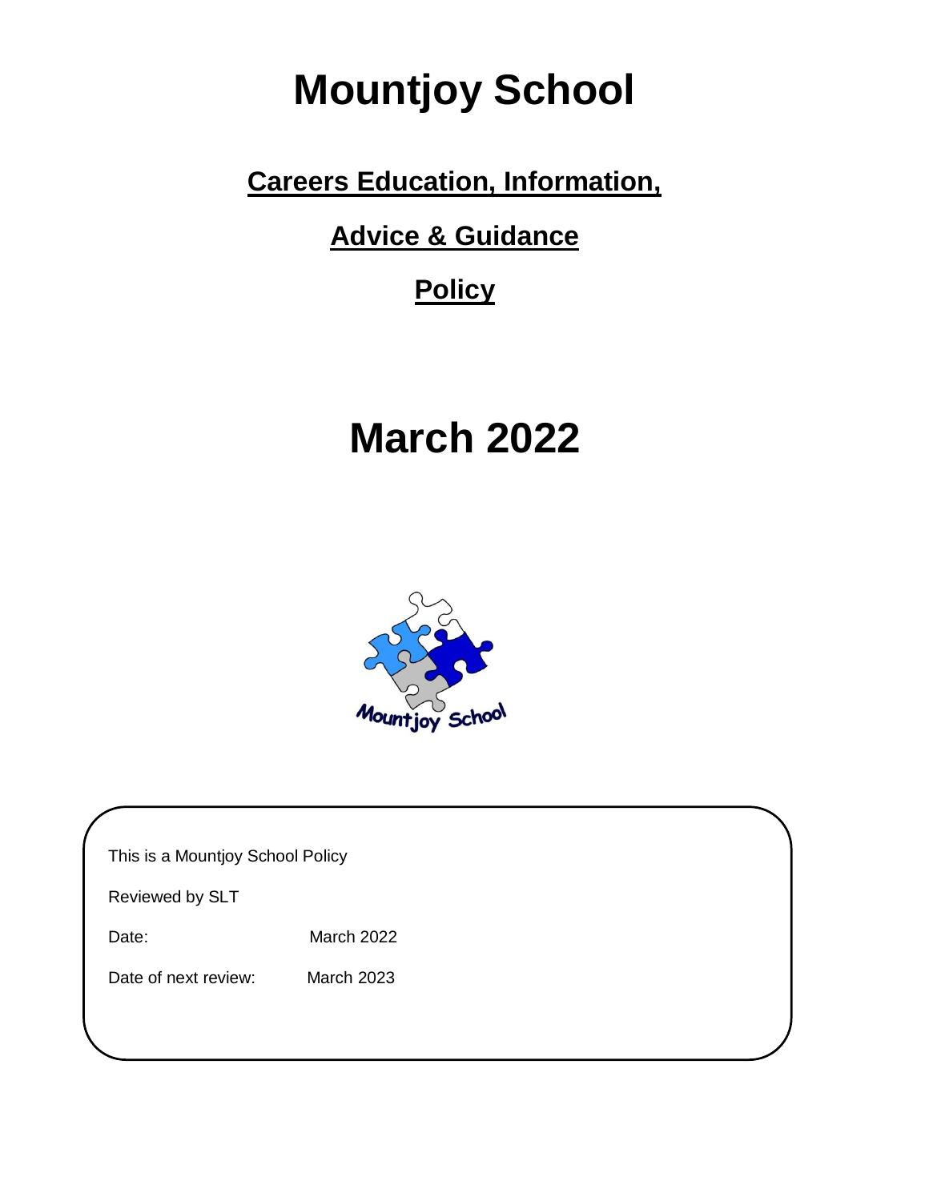# Mountjoy School

## Careers Education, Information,

## Advice & Guidance

## Policy

# March 2022

This is a Mountjoy School Policy

Reviewed by SLT

Date: March 2022

Date of next review: March 2023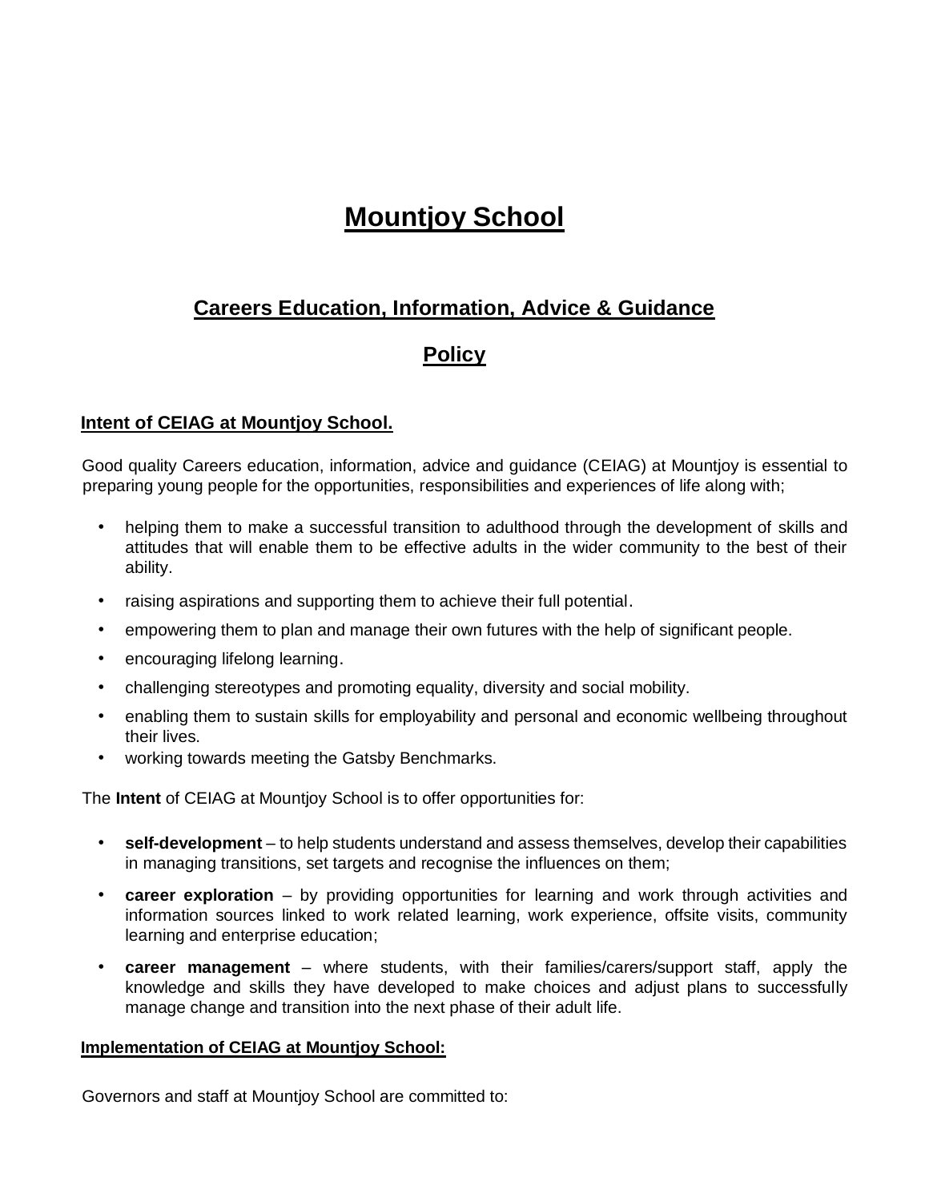# Mountjoy School

## Careers Education, Information, Advice & Guidance

## Policy

### Intent of CEIAG at Mountjoy School.

Good quality Careers education, information, advice and guidance (CEIAG) at Mountjoy is essential to preparing young people for the opportunities, responsibilities and experiences of life along with;

- helping them to make a successful transition to adulthood through the development of skills and attitudes that will enable them to be effective adults in the wider community to the best of their ability.
- raising aspirations and supporting them to achieve their full potential.
- empowering them to plan and manage their own futures with the help of significant people.
- encouraging lifelong learning.
- challenging stereotypes and promoting equality, diversity and social mobility.
- enabling them to sustain skills for employability and personal and economic wellbeing throughout their lives.
- working towards meeting the Gatsby Benchmarks.

The **Intent** of CEIAG at Mountjoy School is to offer opportunities for:

- **self-development** – to help students understand and assess themselves, develop their capabilities in managing transitions, set targets and recognise the influences on them;
- **career exploration** – by providing opportunities for learning and work through activities and information sources linked to work related learning, work experience, offsite visits, community learning and enterprise education;
- **career management** – where students, with their families/carers/support staff, apply the knowledge and skills they have developed to make choices and adjust plans to successfully manage change and transition into the next phase of their adult life.

### Implementation of CEIAG at Mountjoy School:

Governors and staff at Mountjoy School are committed to: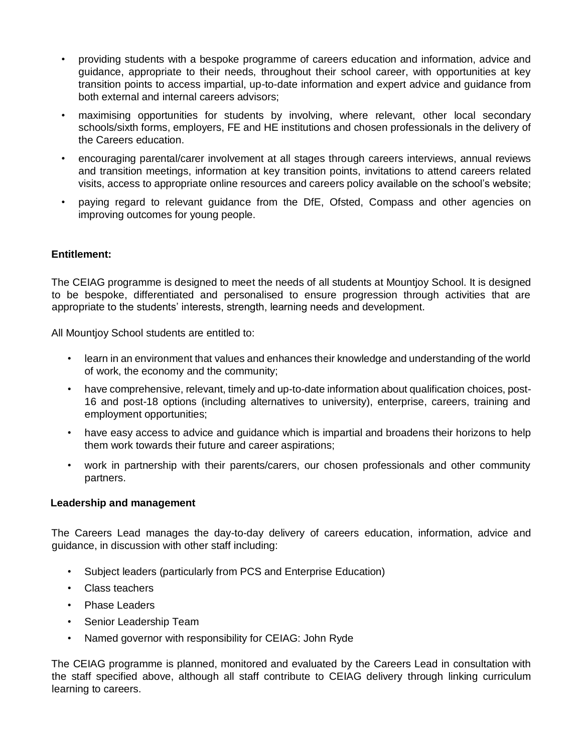- providing students with a bespoke programme of careers education and information, advice and guidance, appropriate to their needs, throughout their school career, with opportunities at key transition points to access impartial, up-to-date information and expert advice and guidance from both external and internal careers advisors;
- maximising opportunities for students by involving, where relevant, other local secondary schools/sixth forms, employers, FE and HE institutions and chosen professionals in the delivery of the Careers education.
- encouraging parental/carer involvement at all stages through careers interviews, annual reviews and transition meetings, information at key transition points, invitations to attend careers related visits, access to appropriate online resources and careers policy available on the school's website;
- paying regard to relevant guidance from the DfE, Ofsted, Compass and other agencies on improving outcomes for young people.

**Entitlement:**

The CEIAG programme is designed to meet the needs of all students at Mountjoy School. It is designed to be bespoke, differentiated and personalised to ensure progression through activities that are appropriate to the students' interests, strength, learning needs and development.

All Mountjoy School students are entitled to:

- learn in an environment that values and enhances their knowledge and understanding of the world of work, the economy and the community;
- have comprehensive, relevant, timely and up-to-date information about qualification choices, post-16 and post-18 options (including alternatives to university), enterprise, careers, training and employment opportunities;
- have easy access to advice and guidance which is impartial and broadens their horizons to help them work towards their future and career aspirations;
- work in partnership with their parents/carers, our chosen professionals and other community partners.

**Leadership and management**

The Careers Lead manages the day-to-day delivery of careers education, information, advice and guidance, in discussion with other staff including:

- Subject leaders (particularly from PCS and Enterprise Education)
- Class teachers
- Phase Leaders
- Senior Leadership Team
- Named governor with responsibility for CEIAG: John Ryde

The CEIAG programme is planned, monitored and evaluated by the Careers Lead in consultation with the staff specified above, although all staff contribute to CEIAG delivery through linking curriculum learning to careers.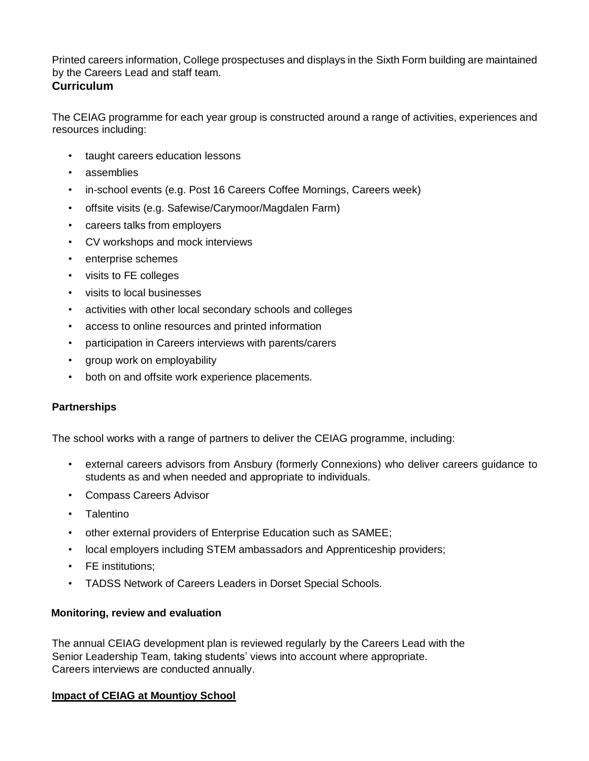Printed careers information, College prospectuses and displays in the Sixth Form building are maintained by the Careers Lead and staff team.

## Curriculum

The CEIAG programme for each year group is constructed around a range of activities, experiences and resources including:

- taught careers education lessons
- assemblies
- in-school events (e.g. Post 16 Careers Coffee Mornings, Careers week)
- offsite visits (e.g. Safewise/Carymoor/Magdalen Farm)
- careers talks from employers
- CV workshops and mock interviews
- enterprise schemes
- visits to FE colleges
- visits to local businesses
- activities with other local secondary schools and colleges
- access to online resources and printed information
- participation in Careers interviews with parents/carers
- group work on employability
- both on and offsite work experience placements.

### Partnerships

The school works with a range of partners to deliver the CEIAG programme, including:

- external careers advisors from Ansbury (formerly Connexions) who deliver careers guidance to students as and when needed and appropriate to individuals.
- Compass Careers Advisor
- Talentino
- other external providers of Enterprise Education such as SAMEE;
- local employers including STEM ambassadors and Apprenticeship providers;
- FE institutions;
- TADSS Network of Careers Leaders in Dorset Special Schools.

### Monitoring, review and evaluation

The annual CEIAG development plan is reviewed regularly by the Careers Lead with the Senior Leadership Team, taking students' views into account where appropriate.
Careers interviews are conducted annually.

### Impact of CEIAG at Mountjoy School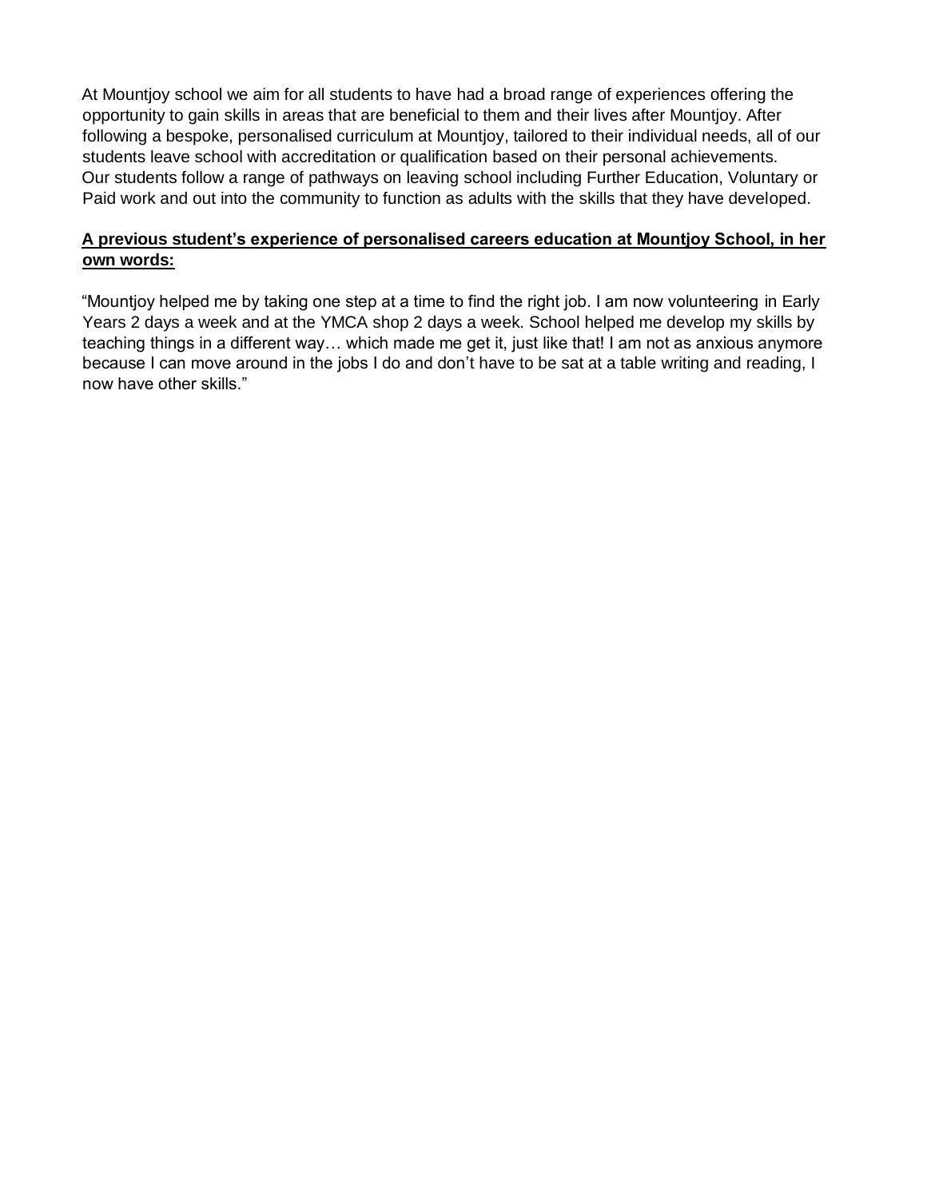At Mountjoy school we aim for all students to have had a broad range of experiences offering the opportunity to gain skills in areas that are beneficial to them and their lives after Mountjoy. After following a bespoke, personalised curriculum at Mountjoy, tailored to their individual needs, all of our students leave school with accreditation or qualification based on their personal achievements.
Our students follow a range of pathways on leaving school including Further Education, Voluntary or Paid work and out into the community to function as adults with the skills that they have developed.

**A previous student's experience of personalised careers education at Mountjoy School, in her own words:**

"Mountjoy helped me by taking one step at a time to find the right job. I am now volunteering in Early Years 2 days a week and at the YMCA shop 2 days a week. School helped me develop my skills by teaching things in a different way… which made me get it, just like that! I am not as anxious anymore because I can move around in the jobs I do and don't have to be sat at a table writing and reading, I now have other skills."